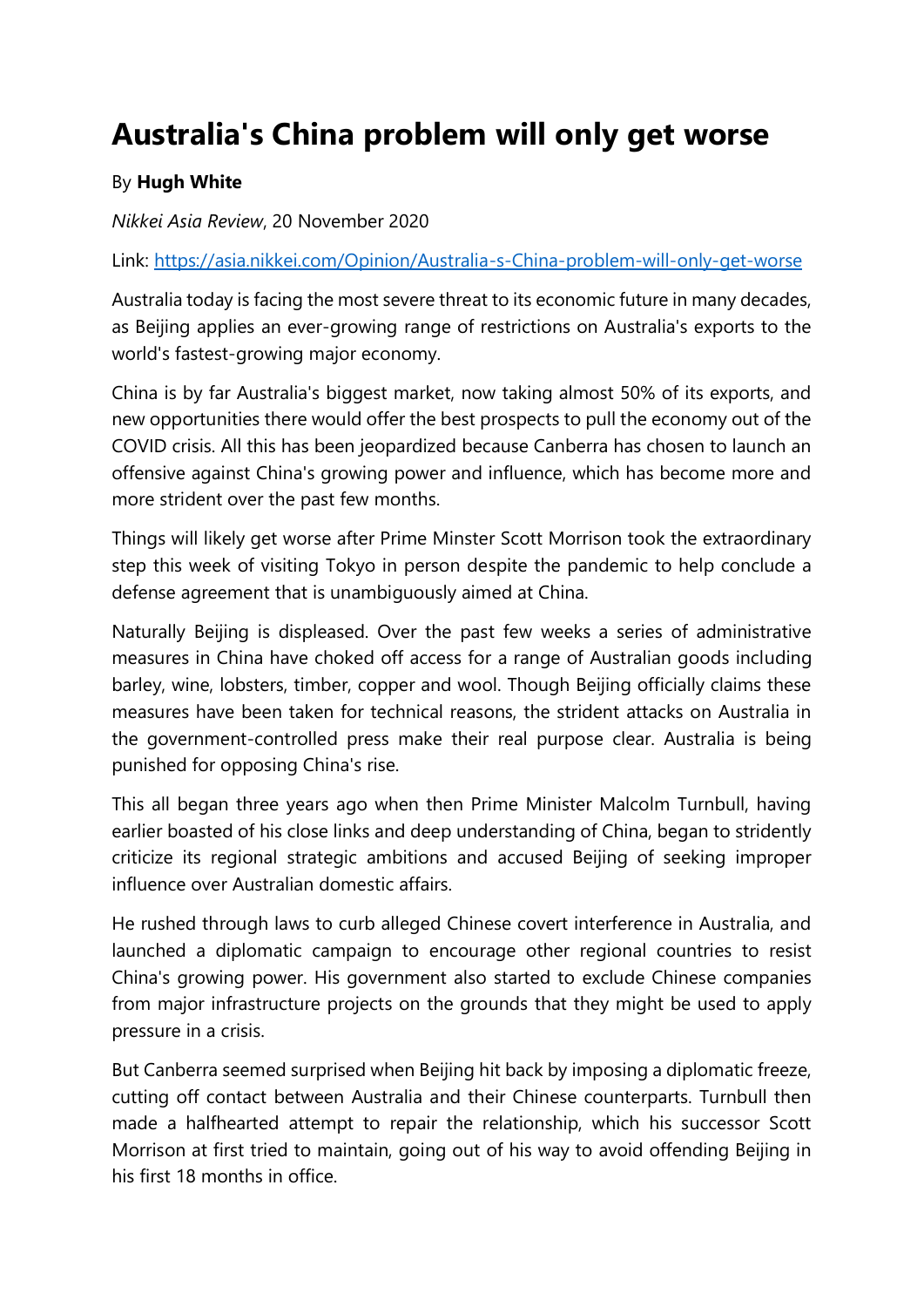# Australia's China problem will only get worse

By **Hugh White**

*Nikkei Asia Review*, 20 November 2020

Link: [https://asia.nikkei.com/Opinion/Australia-s-China-problem-will-only-get-worse](https://asia.nikkei.com/Opinion/Australia-s-China-problem-will-only-get-worse)

Australia today is facing the most severe threat to its economic future in many decades, as Beijing applies an ever-growing range of restrictions on Australia's exports to the world's fastest-growing major economy.

China is by far Australia's biggest market, now taking almost 50% of its exports, and new opportunities there would offer the best prospects to pull the economy out of the COVID crisis. All this has been jeopardized because Canberra has chosen to launch an offensive against China's growing power and influence, which has become more and more strident over the past few months.

Things will likely get worse after Prime Minster Scott Morrison took the extraordinary step this week of visiting Tokyo in person despite the pandemic to help conclude a defense agreement that is unambiguously aimed at China.

Naturally Beijing is displeased. Over the past few weeks a series of administrative measures in China have choked off access for a range of Australian goods including barley, wine, lobsters, timber, copper and wool. Though Beijing officially claims these measures have been taken for technical reasons, the strident attacks on Australia in the government-controlled press make their real purpose clear. Australia is being punished for opposing China's rise.

This all began three years ago when then Prime Minister Malcolm Turnbull, having earlier boasted of his close links and deep understanding of China, began to stridently criticize its regional strategic ambitions and accused Beijing of seeking improper influence over Australian domestic affairs.

He rushed through laws to curb alleged Chinese covert interference in Australia, and launched a diplomatic campaign to encourage other regional countries to resist China's growing power. His government also started to exclude Chinese companies from major infrastructure projects on the grounds that they might be used to apply pressure in a crisis.

But Canberra seemed surprised when Beijing hit back by imposing a diplomatic freeze, cutting off contact between Australia and their Chinese counterparts. Turnbull then made a halfhearted attempt to repair the relationship, which his successor Scott Morrison at first tried to maintain, going out of his way to avoid offending Beijing in his first 18 months in office.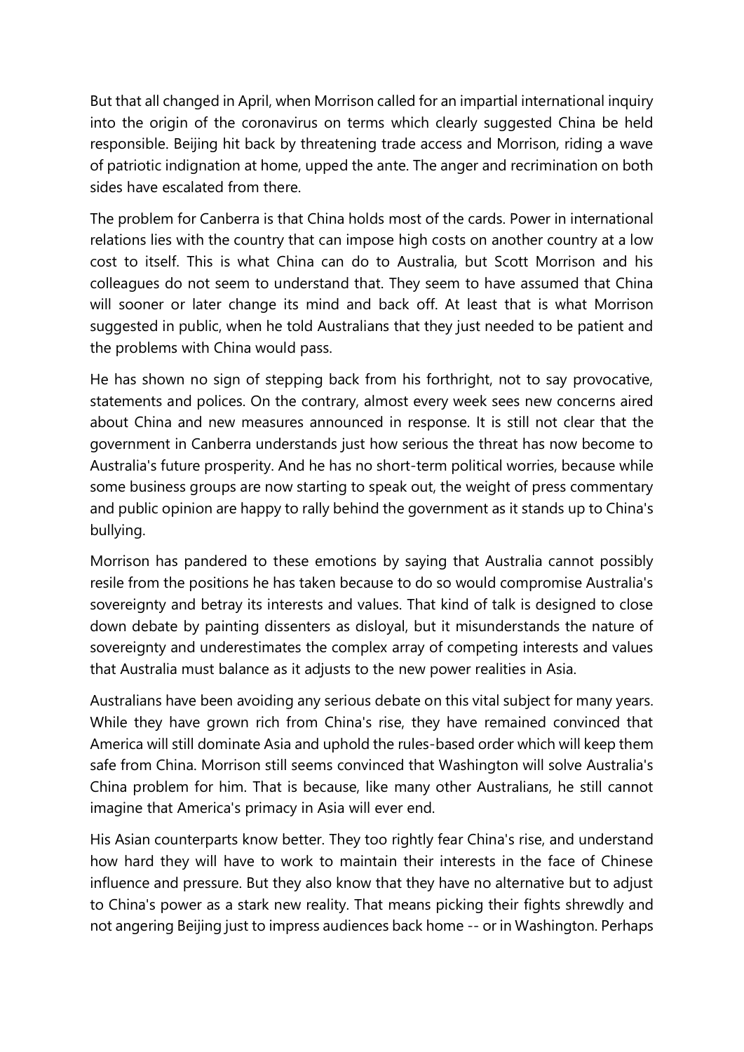But that all changed in April, when Morrison called for an impartial international inquiry into the origin of the coronavirus on terms which clearly suggested China be held responsible. Beijing hit back by threatening trade access and Morrison, riding a wave of patriotic indignation at home, upped the ante. The anger and recrimination on both sides have escalated from there.

The problem for Canberra is that China holds most of the cards. Power in international relations lies with the country that can impose high costs on another country at a low cost to itself. This is what China can do to Australia, but Scott Morrison and his colleagues do not seem to understand that. They seem to have assumed that China will sooner or later change its mind and back off. At least that is what Morrison suggested in public, when he told Australians that they just needed to be patient and the problems with China would pass.

He has shown no sign of stepping back from his forthright, not to say provocative, statements and polices. On the contrary, almost every week sees new concerns aired about China and new measures announced in response. It is still not clear that the government in Canberra understands just how serious the threat has now become to Australia's future prosperity. And he has no short-term political worries, because while some business groups are now starting to speak out, the weight of press commentary and public opinion are happy to rally behind the government as it stands up to China's bullying.

Morrison has pandered to these emotions by saying that Australia cannot possibly resile from the positions he has taken because to do so would compromise Australia's sovereignty and betray its interests and values. That kind of talk is designed to close down debate by painting dissenters as disloyal, but it misunderstands the nature of sovereignty and underestimates the complex array of competing interests and values that Australia must balance as it adjusts to the new power realities in Asia.

Australians have been avoiding any serious debate on this vital subject for many years. While they have grown rich from China's rise, they have remained convinced that America will still dominate Asia and uphold the rules-based order which will keep them safe from China. Morrison still seems convinced that Washington will solve Australia's China problem for him. That is because, like many other Australians, he still cannot imagine that America's primacy in Asia will ever end.

His Asian counterparts know better. They too rightly fear China's rise, and understand how hard they will have to work to maintain their interests in the face of Chinese influence and pressure. But they also know that they have no alternative but to adjust to China's power as a stark new reality. That means picking their fights shrewdly and not angering Beijing just to impress audiences back home -- or in Washington. Perhaps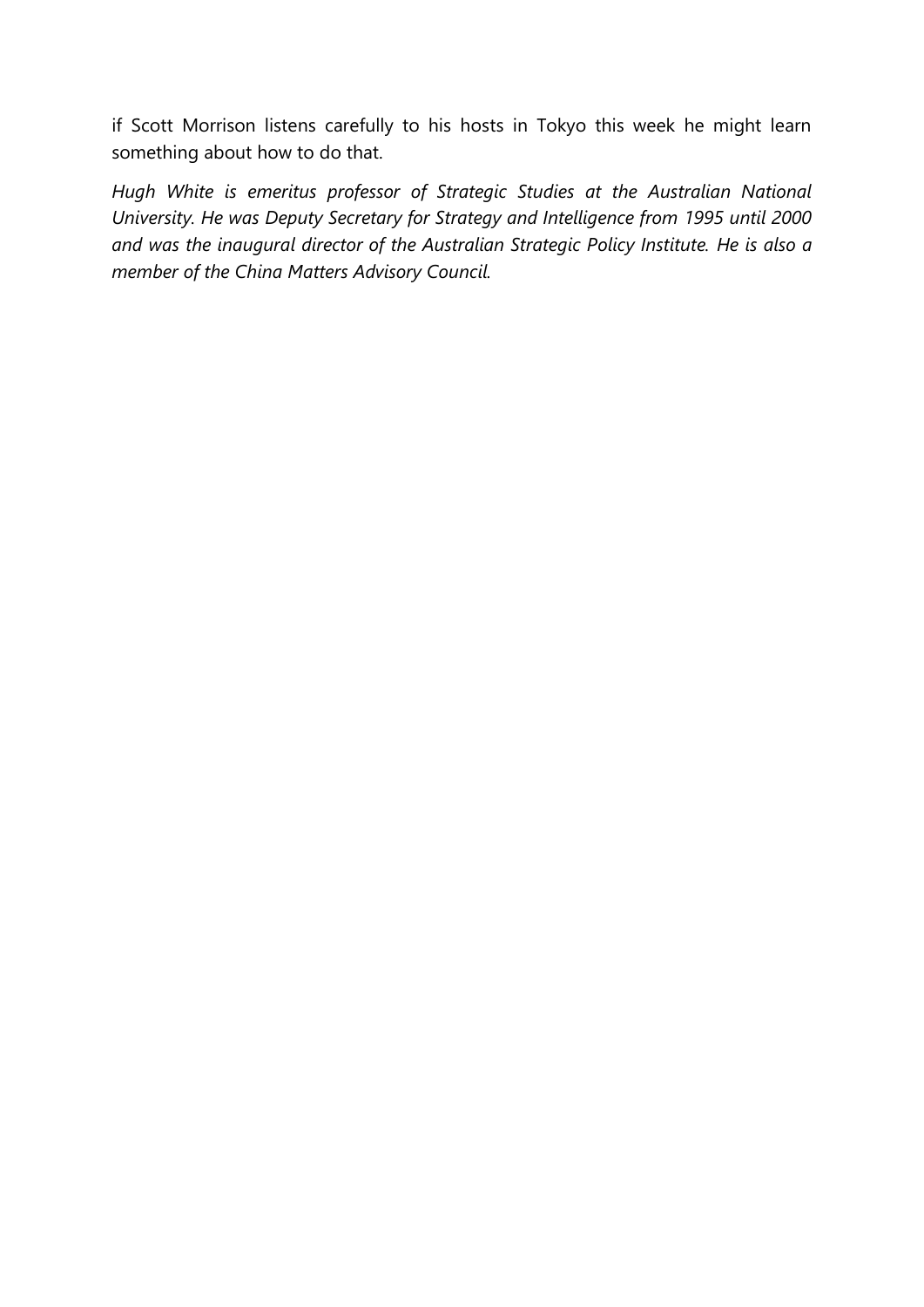if Scott Morrison listens carefully to his hosts in Tokyo this week he might learn something about how to do that.

*Hugh White is emeritus professor of Strategic Studies at the Australian National University. He was Deputy Secretary for Strategy and Intelligence from 1995 until 2000 and was the inaugural director of the Australian Strategic Policy Institute. He is also a member of the China Matters Advisory Council.*